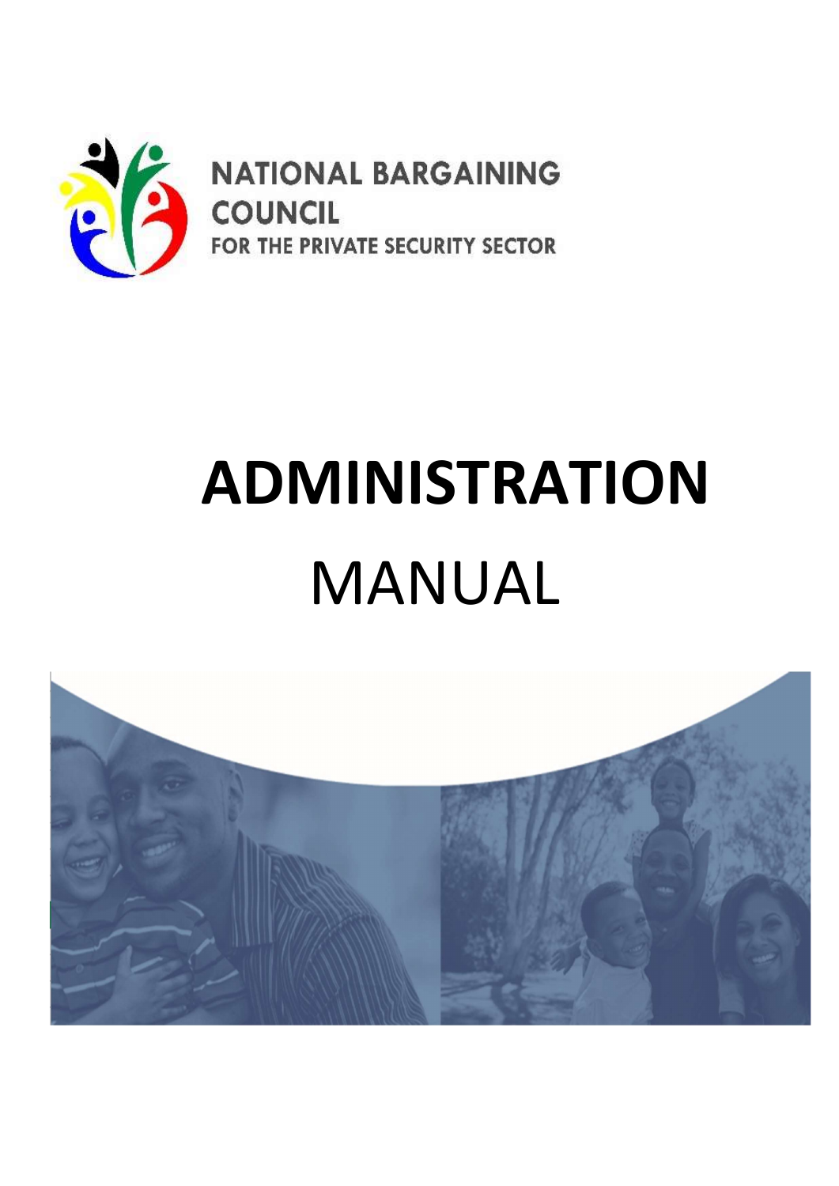NATIONAL BARGAINING COUNCIL
FOR THE PRIVATE SECURITY SECTOR

# ADMINISTRATION
# MANUAL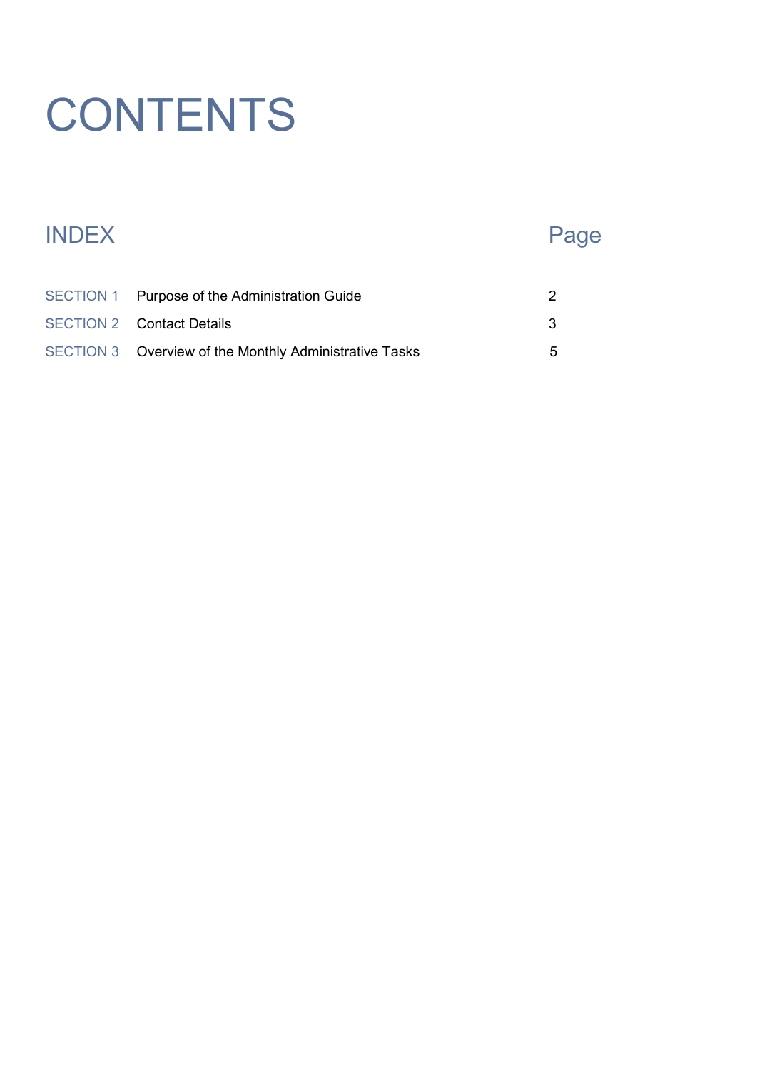# CONTENTS

| INDEX | | Page |
|---|---|---|
| SECTION 1 | Purpose of the Administration Guide | 2 |
| SECTION 2 | Contact Details | 3 |
| SECTION 3 | Overview of the Monthly Administrative Tasks | 5 |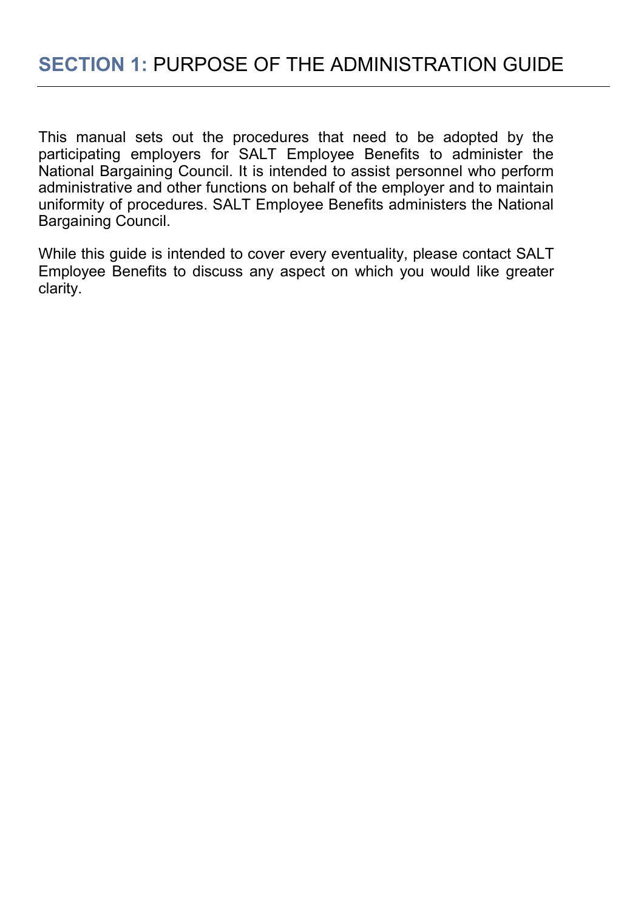# **SECTION 1:** PURPOSE OF THE ADMINISTRATION GUIDE

This manual sets out the procedures that need to be adopted by the participating employers for SALT Employee Benefits to administer the National Bargaining Council. It is intended to assist personnel who perform administrative and other functions on behalf of the employer and to maintain uniformity of procedures. SALT Employee Benefits administers the National Bargaining Council.

While this guide is intended to cover every eventuality, please contact SALT Employee Benefits to discuss any aspect on which you would like greater clarity.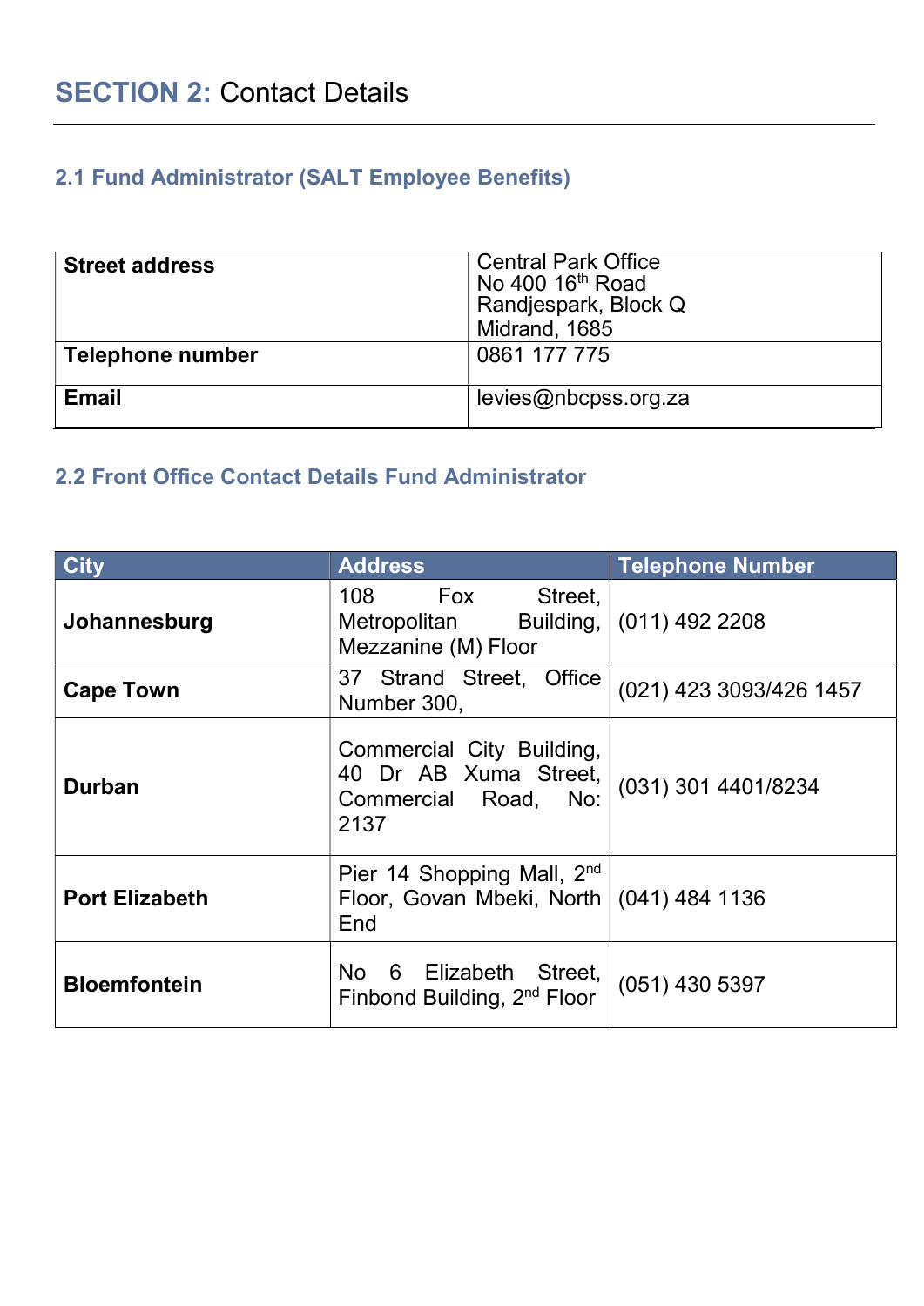## SECTION 2: Contact Details

### 2.1 Fund Administrator (SALT Employee Benefits)

| | |
|---|---|
| **Street address** | Central Park Office<br>No 400 16th Road<br>Randjespark, Block Q<br>Midrand, 1685 |
| **Telephone number** | 0861 177 775 |
| **Email** | levies@nbcpss.org.za |

### 2.2 Front Office Contact Details Fund Administrator

| City | Address | Telephone Number |
|---|---|---|
| **Johannesburg** | 108 Fox Street, Metropolitan Building, Mezzanine (M) Floor | (011) 492 2208 |
| **Cape Town** | 37 Strand Street, Office Number 300, | (021) 423 3093/426 1457 |
| **Durban** | Commercial City Building, 40 Dr AB Xuma Street, Commercial Road, No: 2137 | (031) 301 4401/8234 |
| **Port Elizabeth** | Pier 14 Shopping Mall, 2nd Floor, Govan Mbeki, North End | (041) 484 1136 |
| **Bloemfontein** | No 6 Elizabeth Street, Finbond Building, 2nd Floor | (051) 430 5397 |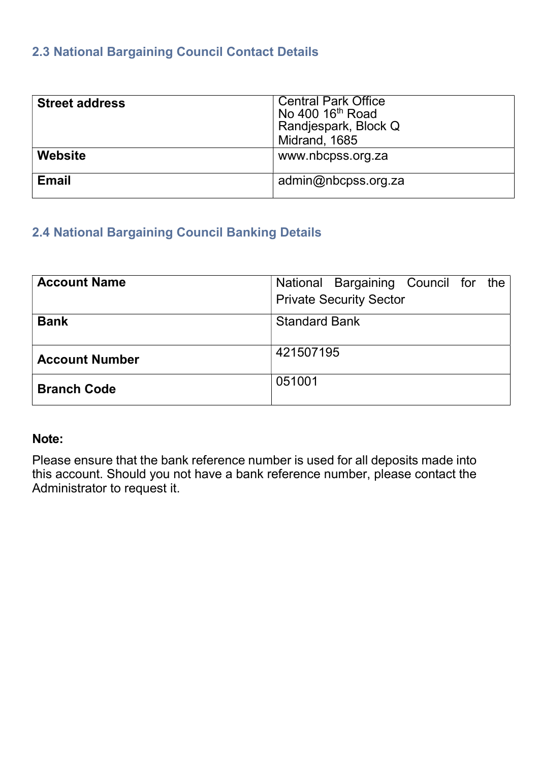## 2.3 National Bargaining Council Contact Details

| Street address | Central Park Office<br>No 400 16th Road<br>Randjespark, Block Q<br>Midrand, 1685 |
|---|---|
| Website | www.nbcpss.org.za |
| Email | admin@nbcpss.org.za |

## 2.4 National Bargaining Council Banking Details

| Account Name | National Bargaining Council for the Private Security Sector |
|---|---|
| Bank | Standard Bank |
| Account Number | 421507195 |
| Branch Code | 051001 |

**Note:**

Please ensure that the bank reference number is used for all deposits made into this account. Should you not have a bank reference number, please contact the Administrator to request it.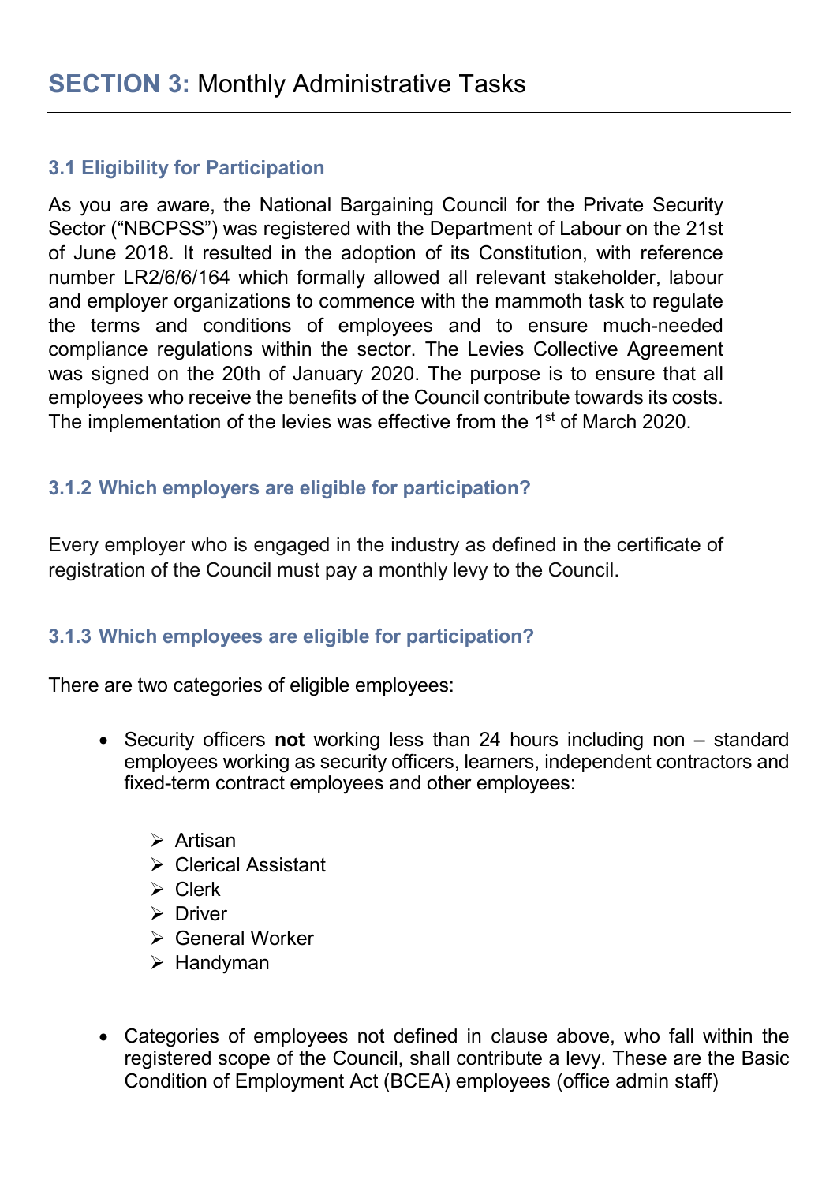## **SECTION 3:** Monthly Administrative Tasks

---

### 3.1 Eligibility for Participation

As you are aware, the National Bargaining Council for the Private Security Sector ("NBCPSS") was registered with the Department of Labour on the 21st of June 2018. It resulted in the adoption of its Constitution, with reference number LR2/6/6/164 which formally allowed all relevant stakeholder, labour and employer organizations to commence with the mammoth task to regulate the terms and conditions of employees and to ensure much-needed compliance regulations within the sector. The Levies Collective Agreement was signed on the 20th of January 2020. The purpose is to ensure that all employees who receive the benefits of the Council contribute towards its costs. The implementation of the levies was effective from the 1st of March 2020.

### 3.1.2 Which employers are eligible for participation?

Every employer who is engaged in the industry as defined in the certificate of registration of the Council must pay a monthly levy to the Council.

### 3.1.3 Which employees are eligible for participation?

There are two categories of eligible employees:

- Security officers **not** working less than 24 hours including non – standard employees working as security officers, learners, independent contractors and fixed-term contract employees and other employees:
  - Artisan
  - Clerical Assistant
  - Clerk
  - Driver
  - General Worker
  - Handyman

- Categories of employees not defined in clause above, who fall within the registered scope of the Council, shall contribute a levy. These are the Basic Condition of Employment Act (BCEA) employees (office admin staff)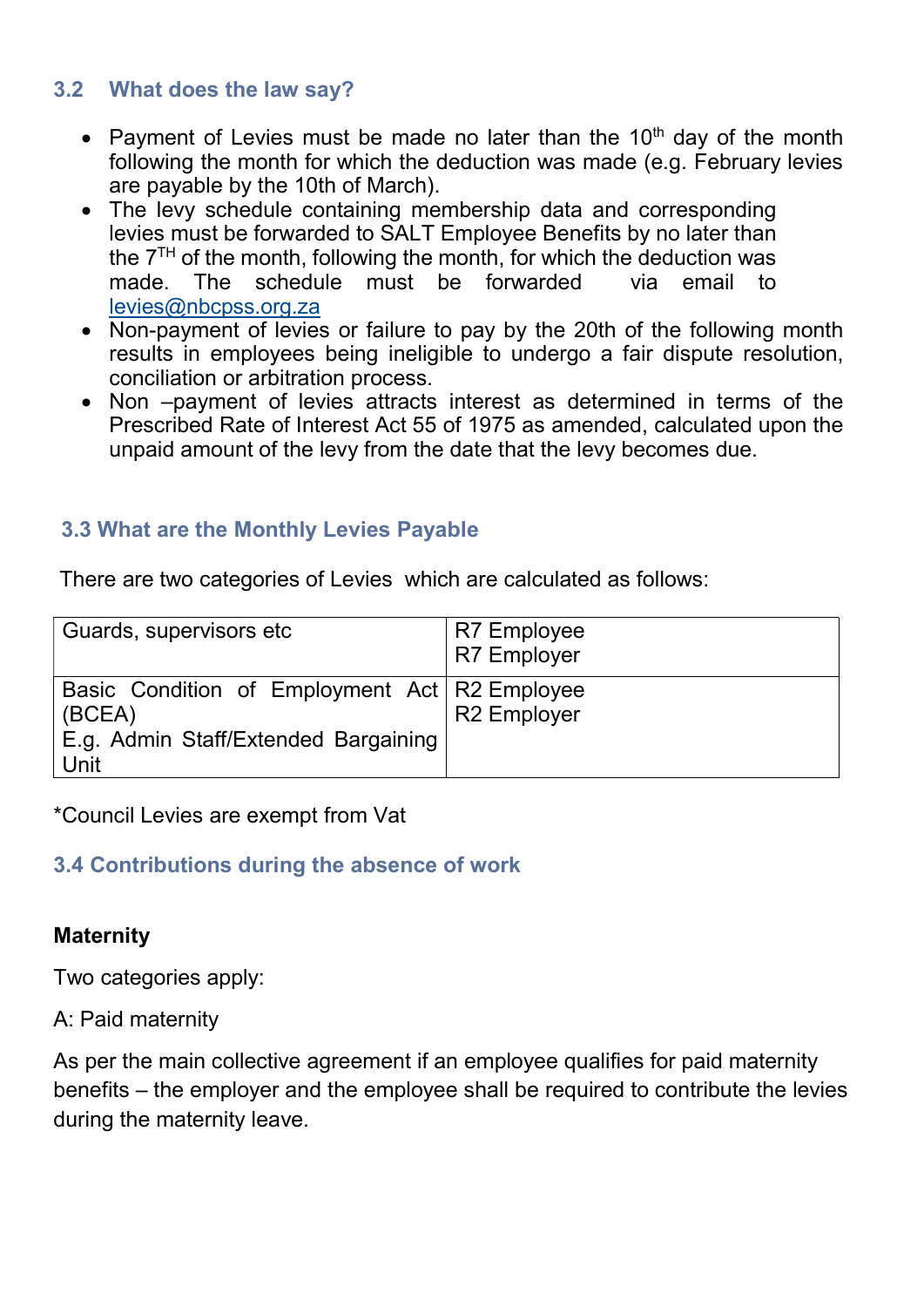### 3.2 What does the law say?

- Payment of Levies must be made no later than the 10th day of the month following the month for which the deduction was made (e.g. February levies are payable by the 10th of March).
- The levy schedule containing membership data and corresponding levies must be forwarded to SALT Employee Benefits by no later than the 7TH of the month, following the month, for which the deduction was made. The schedule must be forwarded via email to levies@nbcpss.org.za
- Non-payment of levies or failure to pay by the 20th of the following month results in employees being ineligible to undergo a fair dispute resolution, conciliation or arbitration process.
- Non –payment of levies attracts interest as determined in terms of the Prescribed Rate of Interest Act 55 of 1975 as amended, calculated upon the unpaid amount of the levy from the date that the levy becomes due.

### 3.3 What are the Monthly Levies Payable

There are two categories of Levies which are calculated as follows:

| | |
|---|---|
| Guards, supervisors etc | R7 Employee<br>R7 Employer |
| Basic Condition of Employment Act (BCEA)<br>E.g. Admin Staff/Extended Bargaining Unit | R2 Employee<br>R2 Employer |

*Council Levies are exempt from Vat

### 3.4 Contributions during the absence of work

**Maternity**

Two categories apply:

A: Paid maternity

As per the main collective agreement if an employee qualifies for paid maternity benefits – the employer and the employee shall be required to contribute the levies during the maternity leave.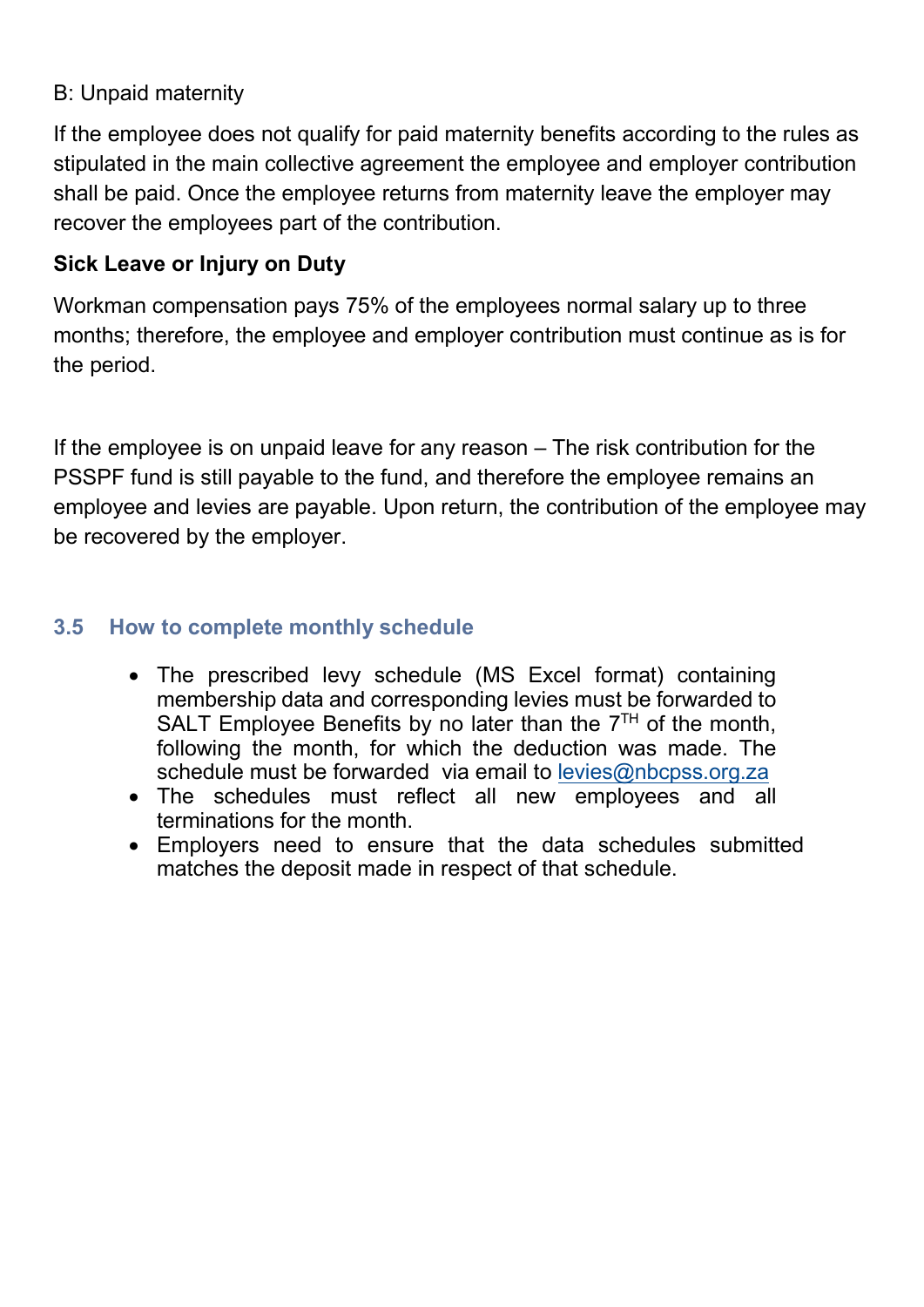B: Unpaid maternity

If the employee does not qualify for paid maternity benefits according to the rules as stipulated in the main collective agreement the employee and employer contribution shall be paid. Once the employee returns from maternity leave the employer may recover the employees part of the contribution.

**Sick Leave or Injury on Duty**

Workman compensation pays 75% of the employees normal salary up to three months; therefore, the employee and employer contribution must continue as is for the period.

If the employee is on unpaid leave for any reason – The risk contribution for the PSSPF fund is still payable to the fund, and therefore the employee remains an employee and levies are payable. Upon return, the contribution of the employee may be recovered by the employer.

### 3.5 How to complete monthly schedule

- The prescribed levy schedule (MS Excel format) containing membership data and corresponding levies must be forwarded to SALT Employee Benefits by no later than the 7TH of the month, following the month, for which the deduction was made. The schedule must be forwarded via email to levies@nbcpss.org.za
- The schedules must reflect all new employees and all terminations for the month.
- Employers need to ensure that the data schedules submitted matches the deposit made in respect of that schedule.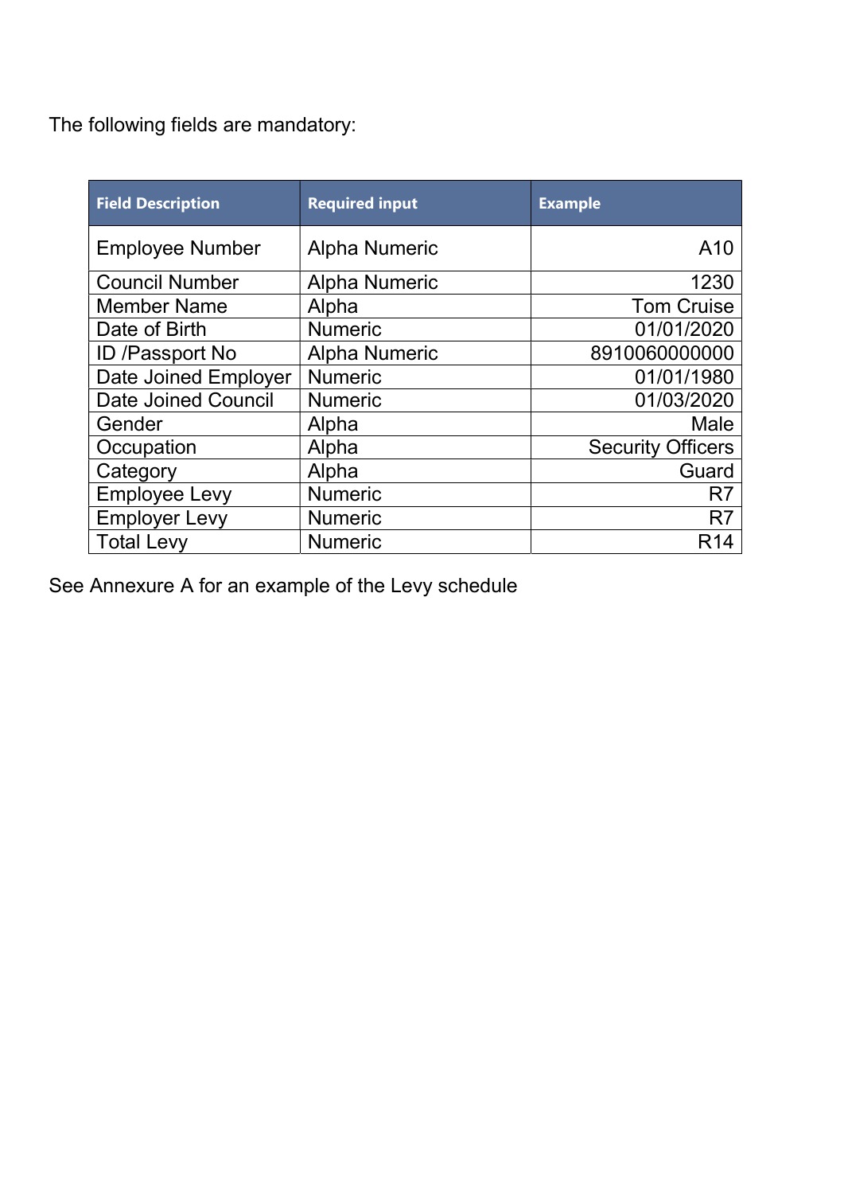The following fields are mandatory:

| Field Description | Required input | Example |
|---|---|---|
| Employee Number | Alpha Numeric | A10 |
| Council Number | Alpha Numeric | 1230 |
| Member Name | Alpha | Tom Cruise |
| Date of Birth | Numeric | 01/01/2020 |
| ID /Passport No | Alpha Numeric | 8910060000000 |
| Date Joined Employer | Numeric | 01/01/1980 |
| Date Joined Council | Numeric | 01/03/2020 |
| Gender | Alpha | Male |
| Occupation | Alpha | Security Officers |
| Category | Alpha | Guard |
| Employee Levy | Numeric | R7 |
| Employer Levy | Numeric | R7 |
| Total Levy | Numeric | R14 |

See Annexure A for an example of the Levy schedule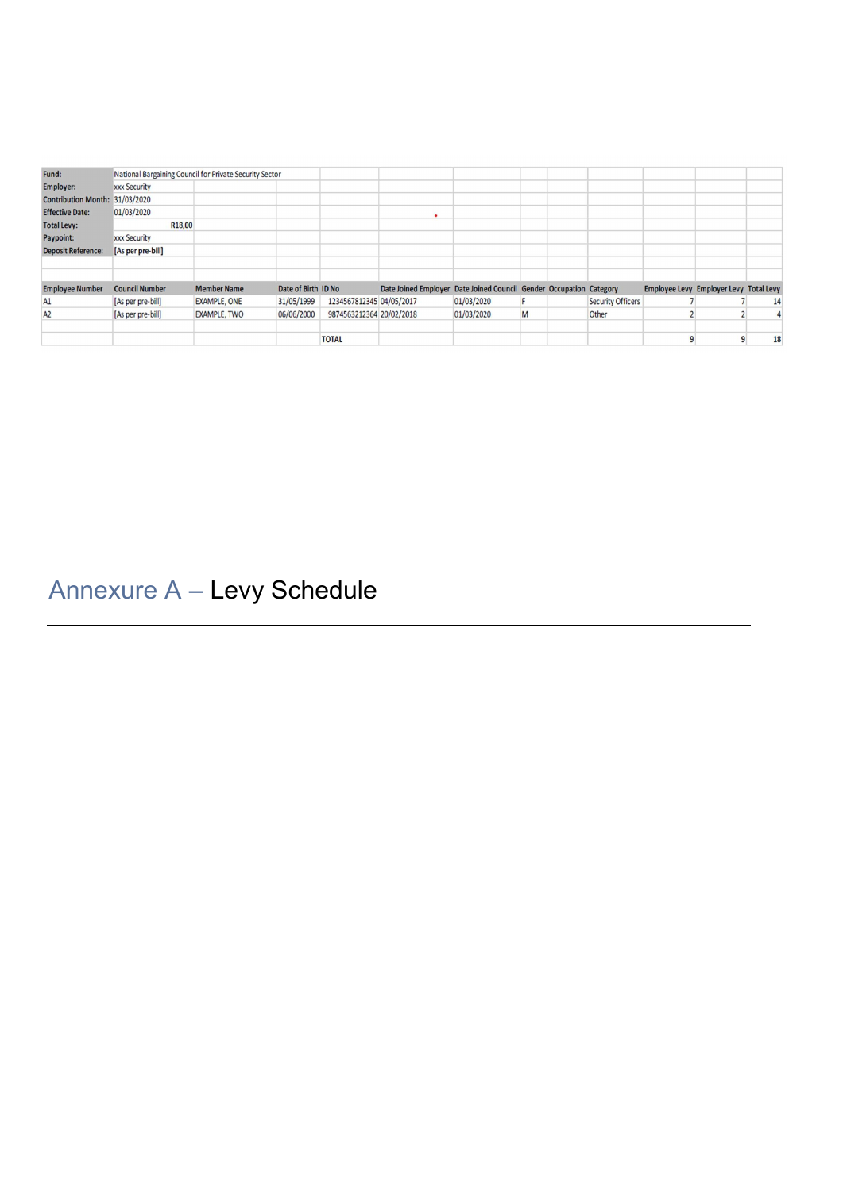| | | | | | | | | | | | | |
|---|---|---|---|---|---|---|---|---|---|---|---|---|
| **Fund:** | National Bargaining Council for Private Security Sector | | | | | | | | | | | |
| **Employer:** | xxx Security | | | | | | | | | | | |
| **Contribution Month:** | 31/03/2020 | | | | | | | | | | | |
| **Effective Date:** | 01/03/2020 | | | | | | | | | | | |
| **Total Levy:** | R18,00 | | | | | | | | | | | |
| **Paypoint:** | xxx Security | | | | | | | | | | | |
| **Deposit Reference:** | **[As per pre-bill]** | | | | | | | | | | | |
| | | | | | | | | | | | | |
| **Employee Number** | **Council Number** | **Member Name** | **Date of Birth** | **ID No** | **Date Joined Employer** | **Date Joined Council** | **Gender** | **Occupation** | **Category** | **Employee Levy** | **Employer Levy** | **Total Levy** |
| A1 | [As per pre-bill] | EXAMPLE, ONE | 31/05/1999 | 1234567812345 | 04/05/2017 | 01/03/2020 | F | | Security Officers | 7 | 7 | 14 |
| A2 | [As per pre-bill] | EXAMPLE, TWO | 06/06/2000 | 9874563212364 | 20/02/2018 | 01/03/2020 | M | | Other | 2 | 2 | 4 |
| | | | | | | | | | | | | |
| | | | | **TOTAL** | | | | | | **9** | **9** | **18** |

# Annexure A – Levy Schedule